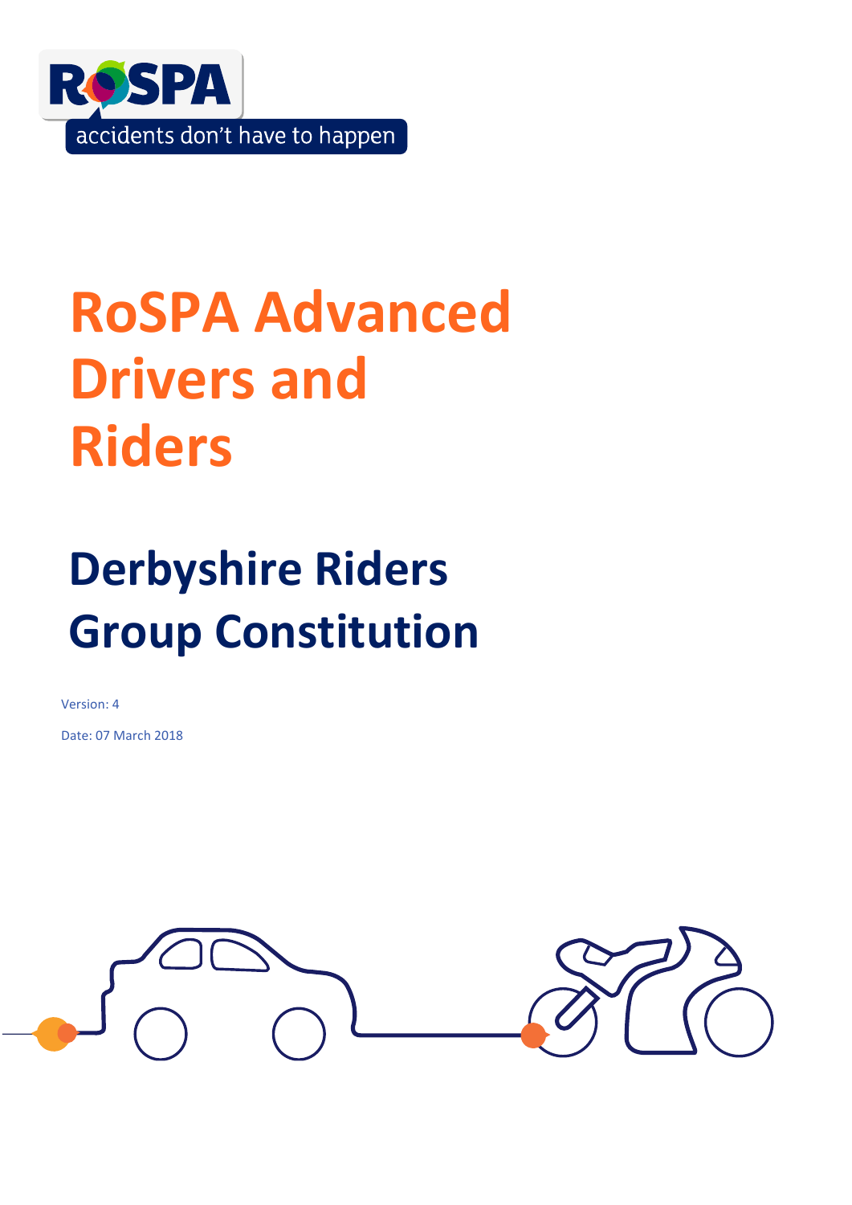RoSPA

accidents don't have to happen

# RoSPA Advanced Drivers and Riders

## Derbyshire Riders Group Constitution

Version: 4

Date: 07 March 2018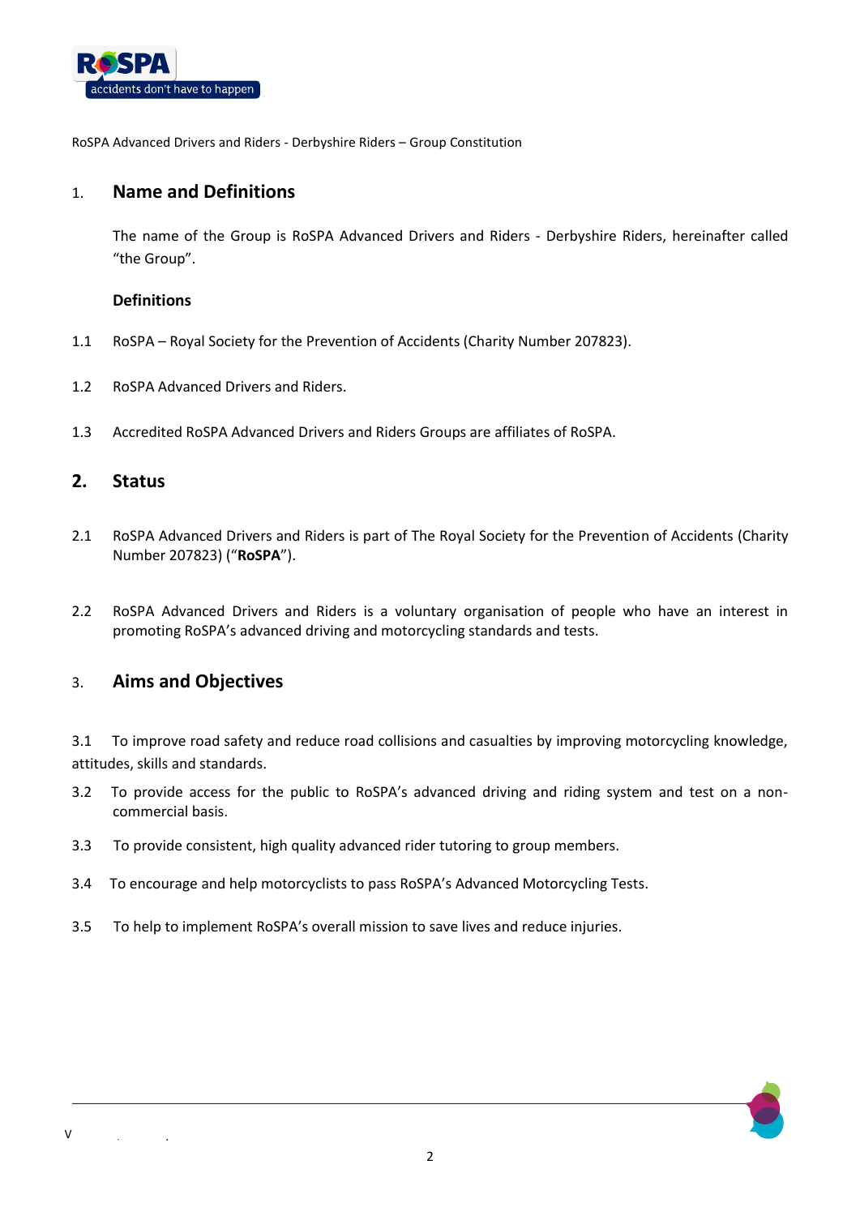RoSPA Advanced Drivers and Riders - Derbyshire Riders – Group Constitution

## 1. Name and Definitions

The name of the Group is RoSPA Advanced Drivers and Riders - Derbyshire Riders, hereinafter called "the Group".

**Definitions**

1.1 RoSPA – Royal Society for the Prevention of Accidents (Charity Number 207823).

1.2 RoSPA Advanced Drivers and Riders.

1.3 Accredited RoSPA Advanced Drivers and Riders Groups are affiliates of RoSPA.

## 2. Status

2.1 RoSPA Advanced Drivers and Riders is part of The Royal Society for the Prevention of Accidents (Charity Number 207823) ("**RoSPA**").

2.2 RoSPA Advanced Drivers and Riders is a voluntary organisation of people who have an interest in promoting RoSPA's advanced driving and motorcycling standards and tests.

## 3. Aims and Objectives

3.1 To improve road safety and reduce road collisions and casualties by improving motorcycling knowledge, attitudes, skills and standards.

3.2 To provide access for the public to RoSPA's advanced driving and riding system and test on a non-commercial basis.

3.3 To provide consistent, high quality advanced rider tutoring to group members.

3.4 To encourage and help motorcyclists to pass RoSPA's Advanced Motorcycling Tests.

3.5 To help to implement RoSPA's overall mission to save lives and reduce injuries.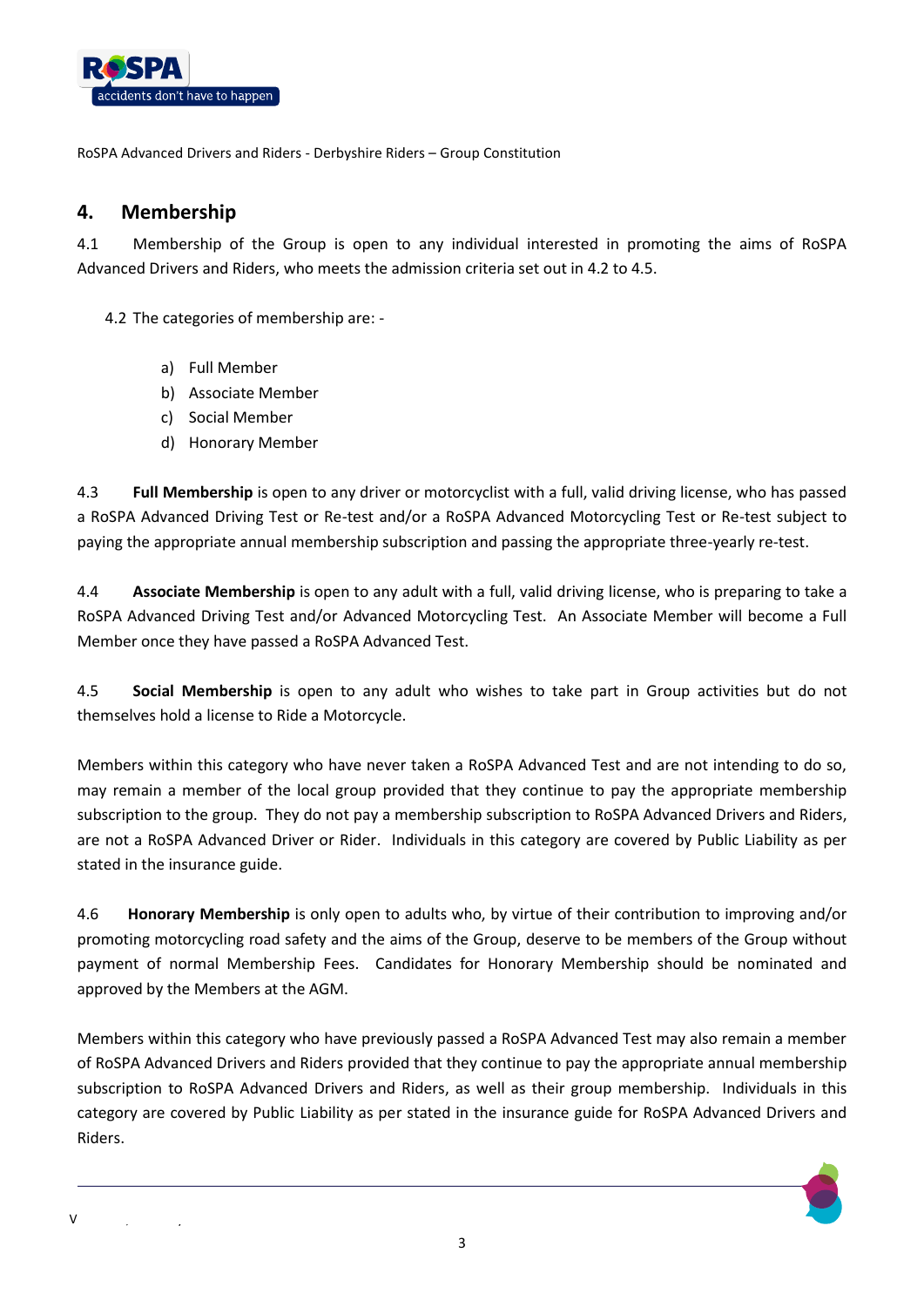## 4. Membership

4.1 Membership of the Group is open to any individual interested in promoting the aims of RoSPA Advanced Drivers and Riders, who meets the admission criteria set out in 4.2 to 4.5.

4.2 The categories of membership are: -

a) Full Member
b) Associate Member
c) Social Member
d) Honorary Member

4.3 **Full Membership** is open to any driver or motorcyclist with a full, valid driving license, who has passed a RoSPA Advanced Driving Test or Re-test and/or a RoSPA Advanced Motorcycling Test or Re-test subject to paying the appropriate annual membership subscription and passing the appropriate three-yearly re-test.

4.4 **Associate Membership** is open to any adult with a full, valid driving license, who is preparing to take a RoSPA Advanced Driving Test and/or Advanced Motorcycling Test. An Associate Member will become a Full Member once they have passed a RoSPA Advanced Test.

4.5 **Social Membership** is open to any adult who wishes to take part in Group activities but do not themselves hold a license to Ride a Motorcycle.

Members within this category who have never taken a RoSPA Advanced Test and are not intending to do so, may remain a member of the local group provided that they continue to pay the appropriate membership subscription to the group. They do not pay a membership subscription to RoSPA Advanced Drivers and Riders, are not a RoSPA Advanced Driver or Rider. Individuals in this category are covered by Public Liability as per stated in the insurance guide.

4.6 **Honorary Membership** is only open to adults who, by virtue of their contribution to improving and/or promoting motorcycling road safety and the aims of the Group, deserve to be members of the Group without payment of normal Membership Fees. Candidates for Honorary Membership should be nominated and approved by the Members at the AGM.

Members within this category who have previously passed a RoSPA Advanced Test may also remain a member of RoSPA Advanced Drivers and Riders provided that they continue to pay the appropriate annual membership subscription to RoSPA Advanced Drivers and Riders, as well as their group membership. Individuals in this category are covered by Public Liability as per stated in the insurance guide for RoSPA Advanced Drivers and Riders.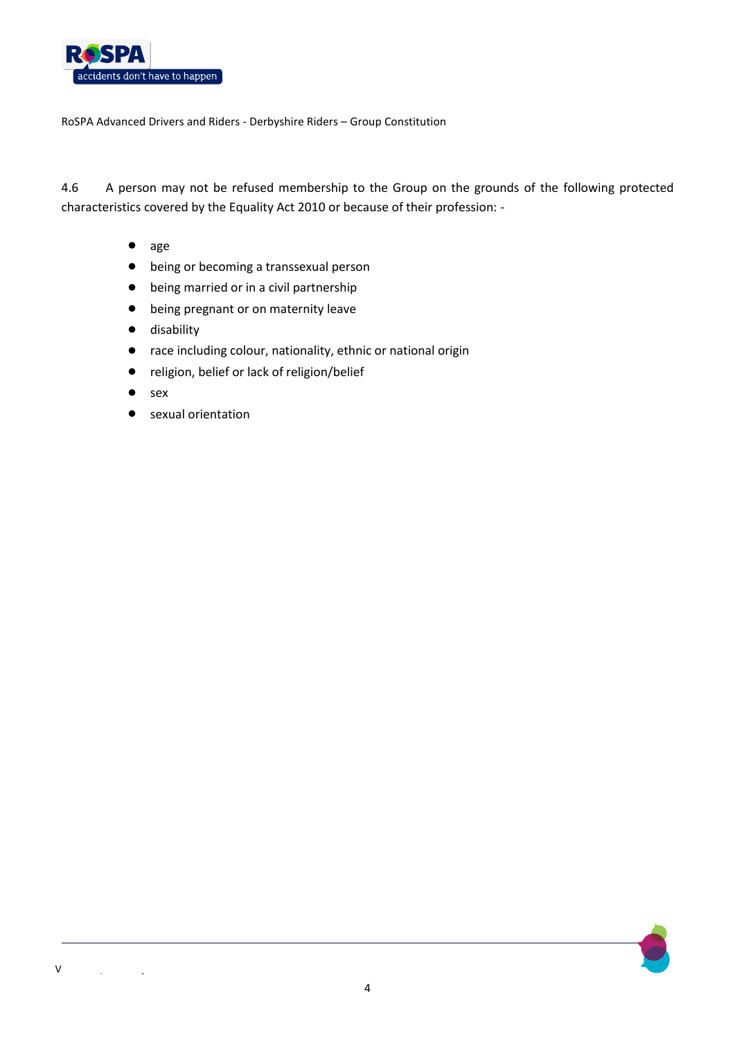4.6 A person may not be refused membership to the Group on the grounds of the following protected characteristics covered by the Equality Act 2010 or because of their profession: -

- age
- being or becoming a transsexual person
- being married or in a civil partnership
- being pregnant or on maternity leave
- disability
- race including colour, nationality, ethnic or national origin
- religion, belief or lack of religion/belief
- sex
- sexual orientation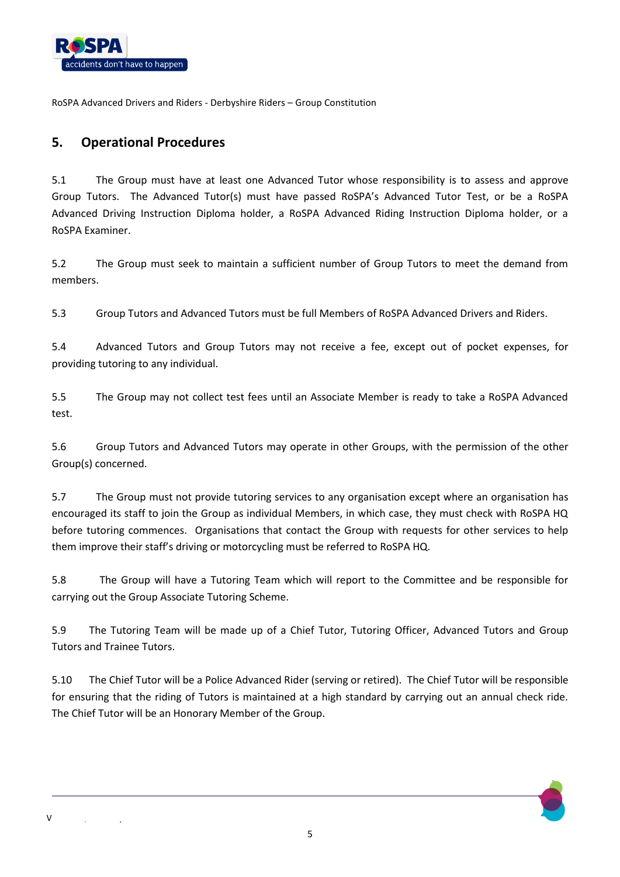## 5. Operational Procedures

5.1 The Group must have at least one Advanced Tutor whose responsibility is to assess and approve Group Tutors. The Advanced Tutor(s) must have passed RoSPA's Advanced Tutor Test, or be a RoSPA Advanced Driving Instruction Diploma holder, a RoSPA Advanced Riding Instruction Diploma holder, or a RoSPA Examiner.

5.2 The Group must seek to maintain a sufficient number of Group Tutors to meet the demand from members.

5.3 Group Tutors and Advanced Tutors must be full Members of RoSPA Advanced Drivers and Riders.

5.4 Advanced Tutors and Group Tutors may not receive a fee, except out of pocket expenses, for providing tutoring to any individual.

5.5 The Group may not collect test fees until an Associate Member is ready to take a RoSPA Advanced test.

5.6 Group Tutors and Advanced Tutors may operate in other Groups, with the permission of the other Group(s) concerned.

5.7 The Group must not provide tutoring services to any organisation except where an organisation has encouraged its staff to join the Group as individual Members, in which case, they must check with RoSPA HQ before tutoring commences. Organisations that contact the Group with requests for other services to help them improve their staff's driving or motorcycling must be referred to RoSPA HQ.

5.8 The Group will have a Tutoring Team which will report to the Committee and be responsible for carrying out the Group Associate Tutoring Scheme.

5.9 The Tutoring Team will be made up of a Chief Tutor, Tutoring Officer, Advanced Tutors and Group Tutors and Trainee Tutors.

5.10 The Chief Tutor will be a Police Advanced Rider (serving or retired). The Chief Tutor will be responsible for ensuring that the riding of Tutors is maintained at a high standard by carrying out an annual check ride. The Chief Tutor will be an Honorary Member of the Group.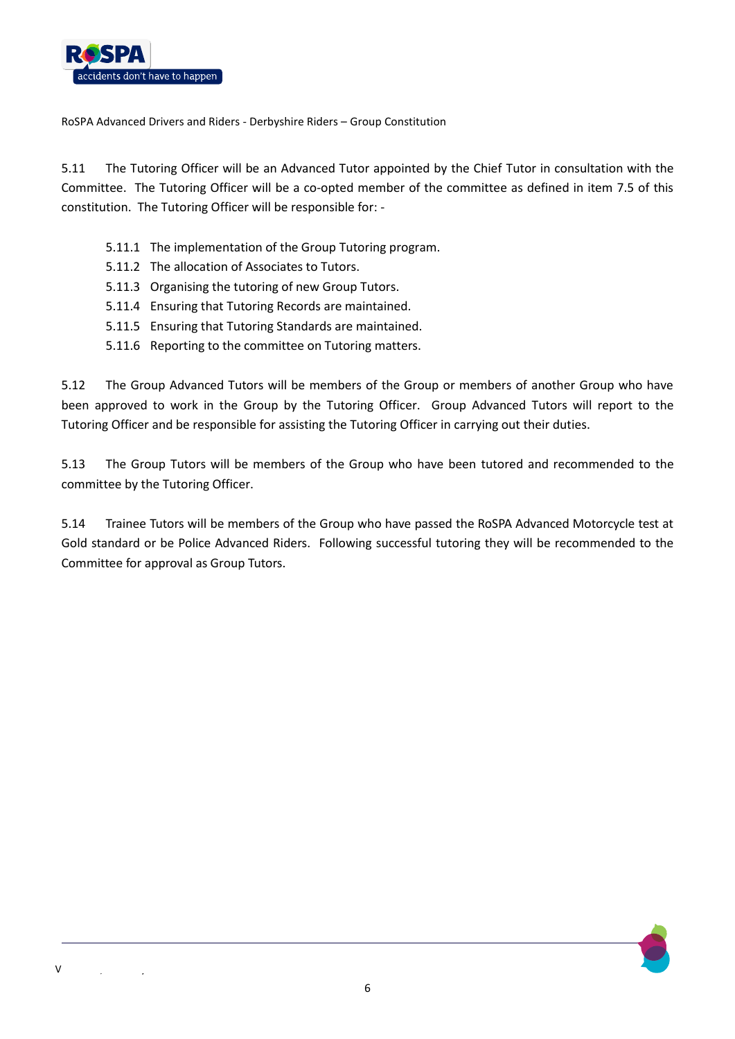5.11 The Tutoring Officer will be an Advanced Tutor appointed by the Chief Tutor in consultation with the Committee. The Tutoring Officer will be a co-opted member of the committee as defined in item 7.5 of this constitution. The Tutoring Officer will be responsible for: -

- 5.11.1 The implementation of the Group Tutoring program.
- 5.11.2 The allocation of Associates to Tutors.
- 5.11.3 Organising the tutoring of new Group Tutors.
- 5.11.4 Ensuring that Tutoring Records are maintained.
- 5.11.5 Ensuring that Tutoring Standards are maintained.
- 5.11.6 Reporting to the committee on Tutoring matters.

5.12 The Group Advanced Tutors will be members of the Group or members of another Group who have been approved to work in the Group by the Tutoring Officer. Group Advanced Tutors will report to the Tutoring Officer and be responsible for assisting the Tutoring Officer in carrying out their duties.

5.13 The Group Tutors will be members of the Group who have been tutored and recommended to the committee by the Tutoring Officer.

5.14 Trainee Tutors will be members of the Group who have passed the RoSPA Advanced Motorcycle test at Gold standard or be Police Advanced Riders. Following successful tutoring they will be recommended to the Committee for approval as Group Tutors.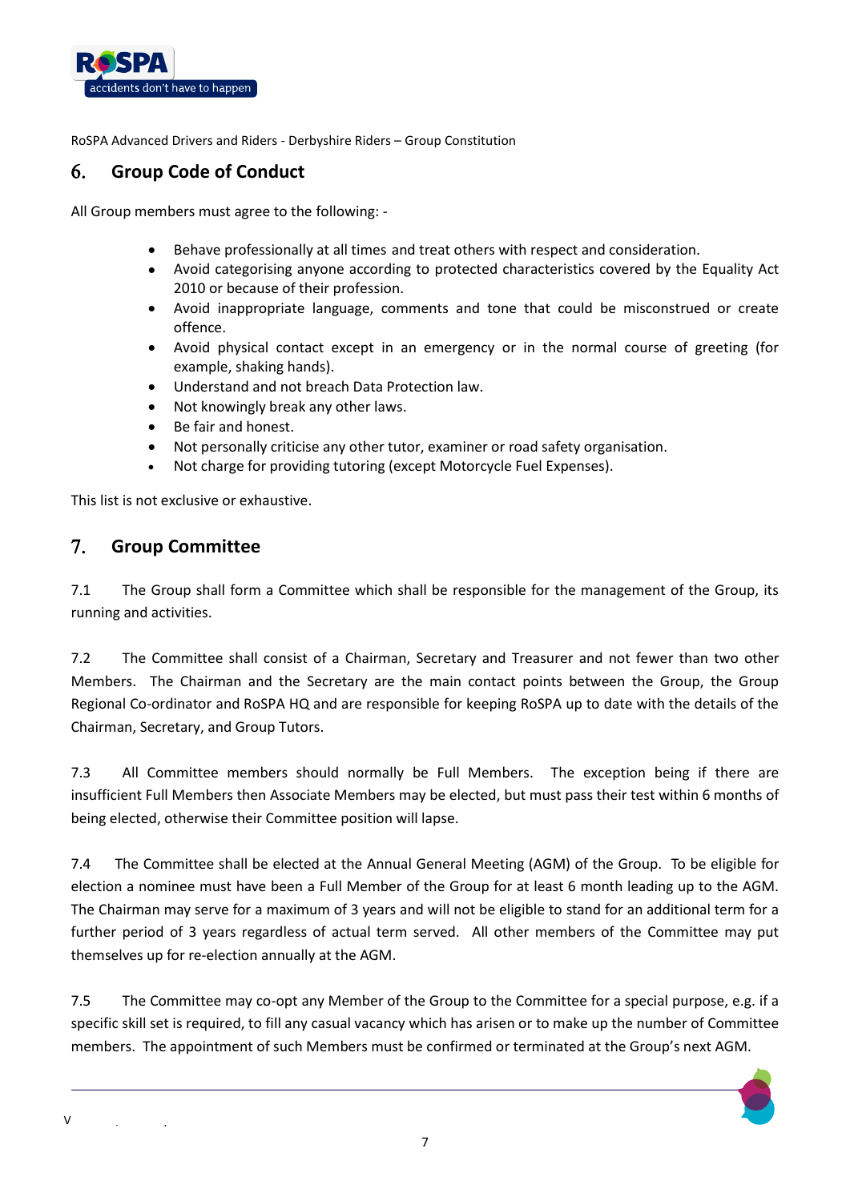## 6. Group Code of Conduct

All Group members must agree to the following: -

- Behave professionally at all times and treat others with respect and consideration.
- Avoid categorising anyone according to protected characteristics covered by the Equality Act 2010 or because of their profession.
- Avoid inappropriate language, comments and tone that could be misconstrued or create offence.
- Avoid physical contact except in an emergency or in the normal course of greeting (for example, shaking hands).
- Understand and not breach Data Protection law.
- Not knowingly break any other laws.
- Be fair and honest.
- Not personally criticise any other tutor, examiner or road safety organisation.
- Not charge for providing tutoring (except Motorcycle Fuel Expenses).

This list is not exclusive or exhaustive.

## 7. Group Committee

7.1 The Group shall form a Committee which shall be responsible for the management of the Group, its running and activities.

7.2 The Committee shall consist of a Chairman, Secretary and Treasurer and not fewer than two other Members. The Chairman and the Secretary are the main contact points between the Group, the Group Regional Co-ordinator and RoSPA HQ and are responsible for keeping RoSPA up to date with the details of the Chairman, Secretary, and Group Tutors.

7.3 All Committee members should normally be Full Members. The exception being if there are insufficient Full Members then Associate Members may be elected, but must pass their test within 6 months of being elected, otherwise their Committee position will lapse.

7.4 The Committee shall be elected at the Annual General Meeting (AGM) of the Group. To be eligible for election a nominee must have been a Full Member of the Group for at least 6 month leading up to the AGM. The Chairman may serve for a maximum of 3 years and will not be eligible to stand for an additional term for a further period of 3 years regardless of actual term served. All other members of the Committee may put themselves up for re-election annually at the AGM.

7.5 The Committee may co-opt any Member of the Group to the Committee for a special purpose, e.g. if a specific skill set is required, to fill any casual vacancy which has arisen or to make up the number of Committee members. The appointment of such Members must be confirmed or terminated at the Group's next AGM.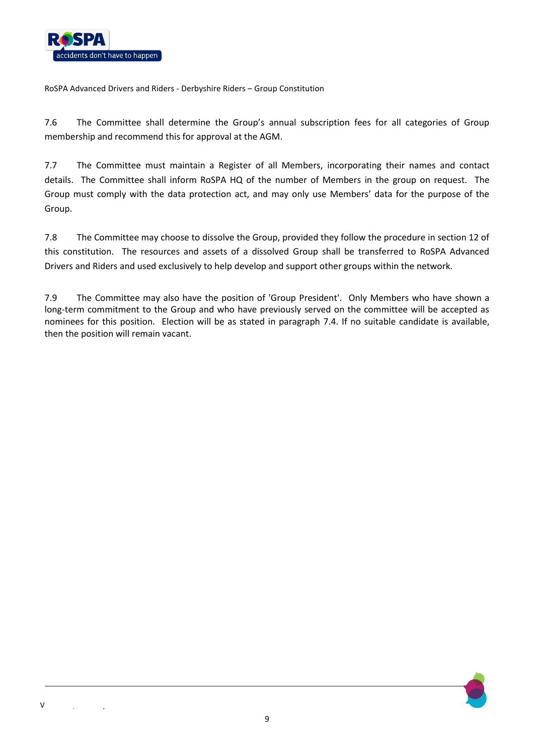7.6 The Committee shall determine the Group's annual subscription fees for all categories of Group membership and recommend this for approval at the AGM.

7.7 The Committee must maintain a Register of all Members, incorporating their names and contact details. The Committee shall inform RoSPA HQ of the number of Members in the group on request. The Group must comply with the data protection act, and may only use Members' data for the purpose of the Group.

7.8 The Committee may choose to dissolve the Group, provided they follow the procedure in section 12 of this constitution. The resources and assets of a dissolved Group shall be transferred to RoSPA Advanced Drivers and Riders and used exclusively to help develop and support other groups within the network.

7.9 The Committee may also have the position of 'Group President'. Only Members who have shown a long-term commitment to the Group and who have previously served on the committee will be accepted as nominees for this position. Election will be as stated in paragraph 7.4. If no suitable candidate is available, then the position will remain vacant.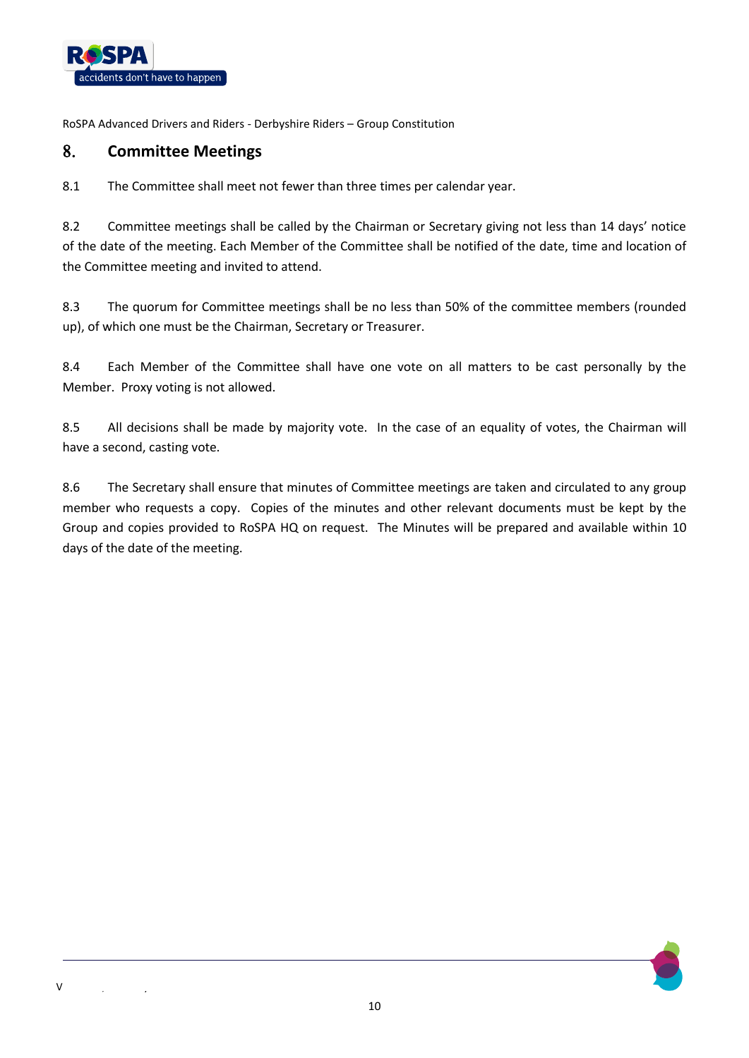## 8. Committee Meetings

8.1 The Committee shall meet not fewer than three times per calendar year.

8.2 Committee meetings shall be called by the Chairman or Secretary giving not less than 14 days' notice of the date of the meeting. Each Member of the Committee shall be notified of the date, time and location of the Committee meeting and invited to attend.

8.3 The quorum for Committee meetings shall be no less than 50% of the committee members (rounded up), of which one must be the Chairman, Secretary or Treasurer.

8.4 Each Member of the Committee shall have one vote on all matters to be cast personally by the Member. Proxy voting is not allowed.

8.5 All decisions shall be made by majority vote. In the case of an equality of votes, the Chairman will have a second, casting vote.

8.6 The Secretary shall ensure that minutes of Committee meetings are taken and circulated to any group member who requests a copy. Copies of the minutes and other relevant documents must be kept by the Group and copies provided to RoSPA HQ on request. The Minutes will be prepared and available within 10 days of the date of the meeting.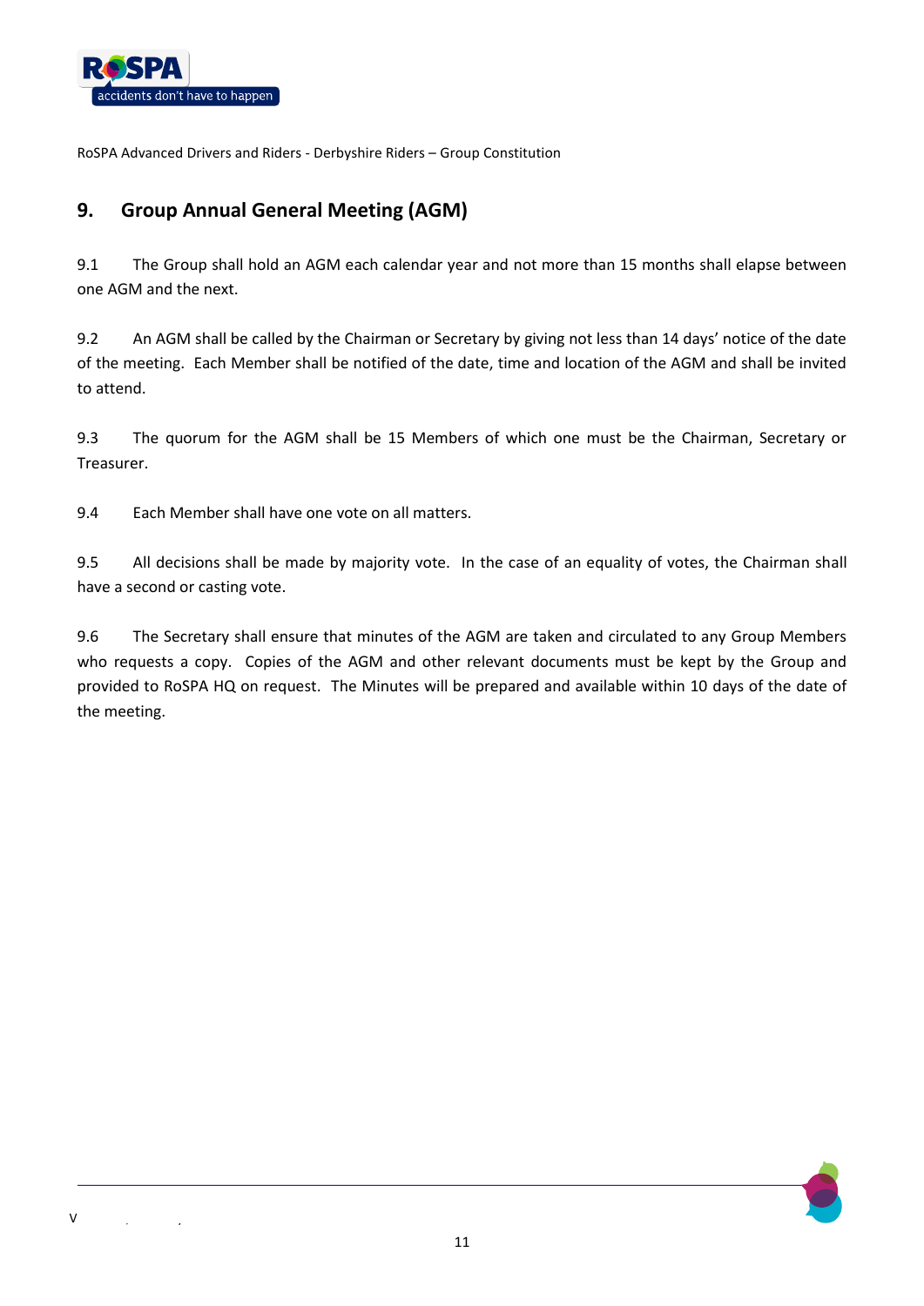## 9. Group Annual General Meeting (AGM)

9.1 The Group shall hold an AGM each calendar year and not more than 15 months shall elapse between one AGM and the next.

9.2 An AGM shall be called by the Chairman or Secretary by giving not less than 14 days' notice of the date of the meeting. Each Member shall be notified of the date, time and location of the AGM and shall be invited to attend.

9.3 The quorum for the AGM shall be 15 Members of which one must be the Chairman, Secretary or Treasurer.

9.4 Each Member shall have one vote on all matters.

9.5 All decisions shall be made by majority vote. In the case of an equality of votes, the Chairman shall have a second or casting vote.

9.6 The Secretary shall ensure that minutes of the AGM are taken and circulated to any Group Members who requests a copy. Copies of the AGM and other relevant documents must be kept by the Group and provided to RoSPA HQ on request. The Minutes will be prepared and available within 10 days of the date of the meeting.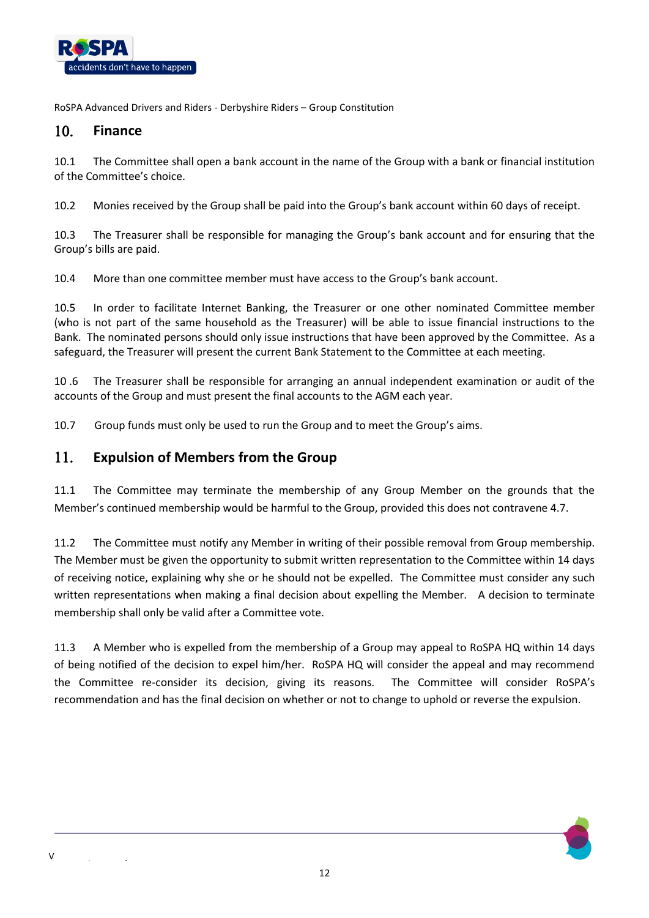## 10. Finance

10.1 The Committee shall open a bank account in the name of the Group with a bank or financial institution of the Committee's choice.

10.2 Monies received by the Group shall be paid into the Group's bank account within 60 days of receipt.

10.3 The Treasurer shall be responsible for managing the Group's bank account and for ensuring that the Group's bills are paid.

10.4 More than one committee member must have access to the Group's bank account.

10.5 In order to facilitate Internet Banking, the Treasurer or one other nominated Committee member (who is not part of the same household as the Treasurer) will be able to issue financial instructions to the Bank. The nominated persons should only issue instructions that have been approved by the Committee. As a safeguard, the Treasurer will present the current Bank Statement to the Committee at each meeting.

10 .6 The Treasurer shall be responsible for arranging an annual independent examination or audit of the accounts of the Group and must present the final accounts to the AGM each year.

10.7 Group funds must only be used to run the Group and to meet the Group's aims.

## 11. Expulsion of Members from the Group

11.1 The Committee may terminate the membership of any Group Member on the grounds that the Member's continued membership would be harmful to the Group, provided this does not contravene 4.7.

11.2 The Committee must notify any Member in writing of their possible removal from Group membership. The Member must be given the opportunity to submit written representation to the Committee within 14 days of receiving notice, explaining why she or he should not be expelled. The Committee must consider any such written representations when making a final decision about expelling the Member. A decision to terminate membership shall only be valid after a Committee vote.

11.3 A Member who is expelled from the membership of a Group may appeal to RoSPA HQ within 14 days of being notified of the decision to expel him/her. RoSPA HQ will consider the appeal and may recommend the Committee re-consider its decision, giving its reasons. The Committee will consider RoSPA's recommendation and has the final decision on whether or not to change to uphold or reverse the expulsion.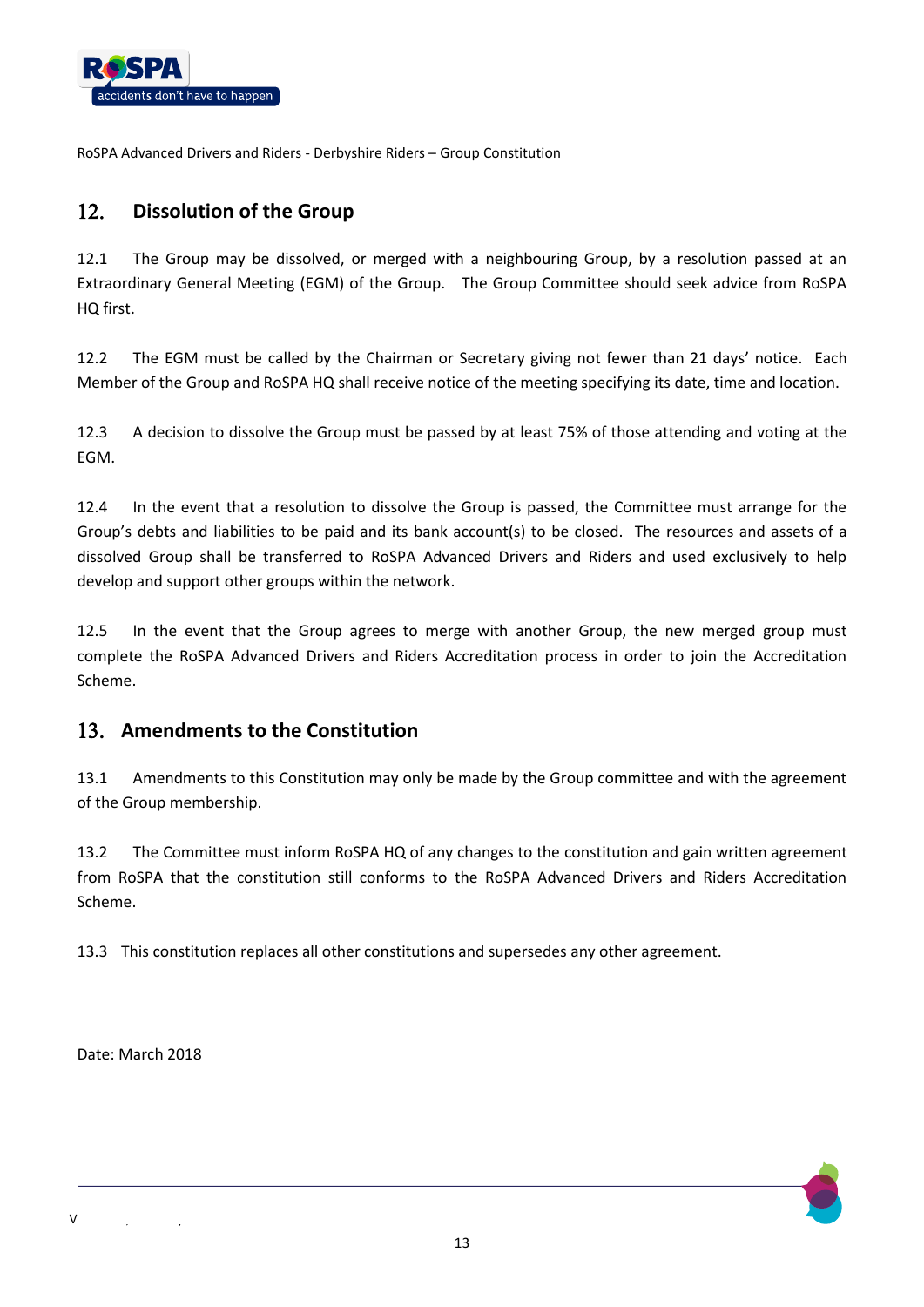## 12. Dissolution of the Group

12.1 The Group may be dissolved, or merged with a neighbouring Group, by a resolution passed at an Extraordinary General Meeting (EGM) of the Group. The Group Committee should seek advice from RoSPA HQ first.

12.2 The EGM must be called by the Chairman or Secretary giving not fewer than 21 days' notice. Each Member of the Group and RoSPA HQ shall receive notice of the meeting specifying its date, time and location.

12.3 A decision to dissolve the Group must be passed by at least 75% of those attending and voting at the EGM.

12.4 In the event that a resolution to dissolve the Group is passed, the Committee must arrange for the Group's debts and liabilities to be paid and its bank account(s) to be closed. The resources and assets of a dissolved Group shall be transferred to RoSPA Advanced Drivers and Riders and used exclusively to help develop and support other groups within the network.

12.5 In the event that the Group agrees to merge with another Group, the new merged group must complete the RoSPA Advanced Drivers and Riders Accreditation process in order to join the Accreditation Scheme.

## 13. Amendments to the Constitution

13.1 Amendments to this Constitution may only be made by the Group committee and with the agreement of the Group membership.

13.2 The Committee must inform RoSPA HQ of any changes to the constitution and gain written agreement from RoSPA that the constitution still conforms to the RoSPA Advanced Drivers and Riders Accreditation Scheme.

13.3 This constitution replaces all other constitutions and supersedes any other agreement.

Date: March 2018